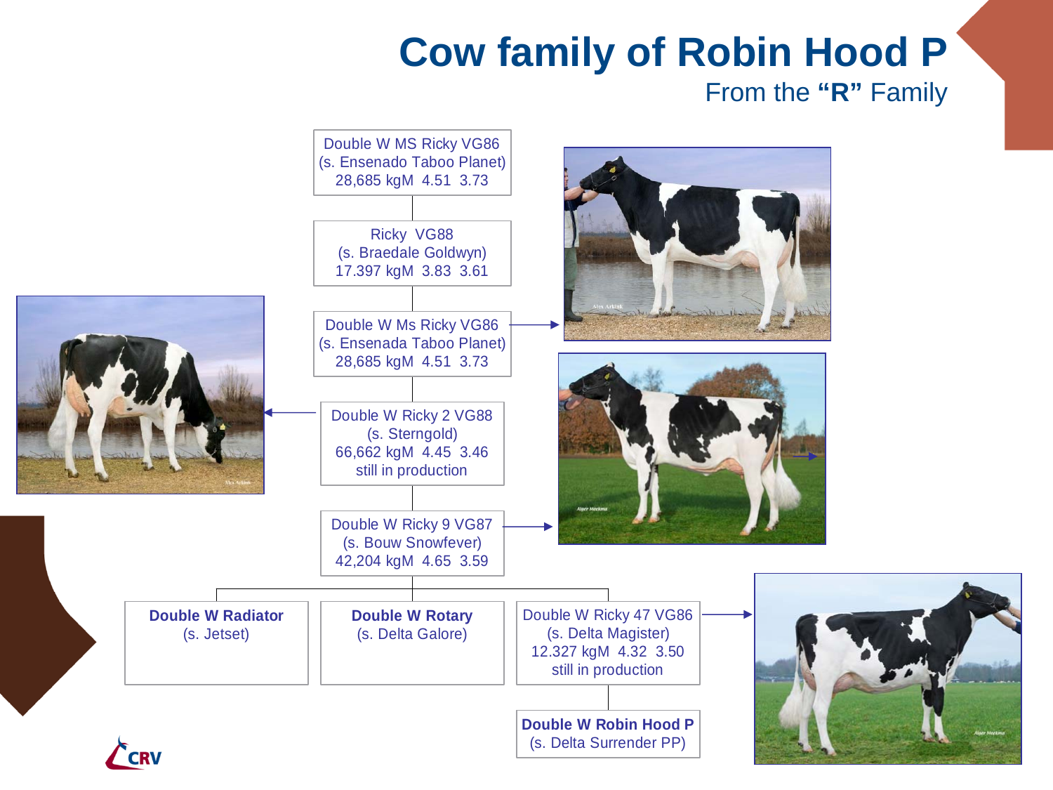# Cow family of Robin Hood P

From the **"R"** Family

Double W MS Ricky VG86
(s. Ensenado Taboo Planet)
28,685 kgM 4.51 3.73

Ricky VG88
(s. Braedale Goldwyn)
17.397 kgM 3.83 3.61

Double W Ms Ricky VG86
(s. Ensenada Taboo Planet)
28,685 kgM 4.51 3.73

Double W Ricky 2 VG88
(s. Sterngold)
66,662 kgM 4.45 3.46
still in production

Double W Ricky 9 VG87
(s. Bouw Snowfever)
42,204 kgM 4.65 3.59

**Double W Radiator**
(s. Jetset)

**Double W Rotary**
(s. Delta Galore)

Double W Ricky 47 VG86
(s. Delta Magister)
12.327 kgM 4.32 3.50
still in production

**Double W Robin Hood P**
(s. Delta Surrender PP)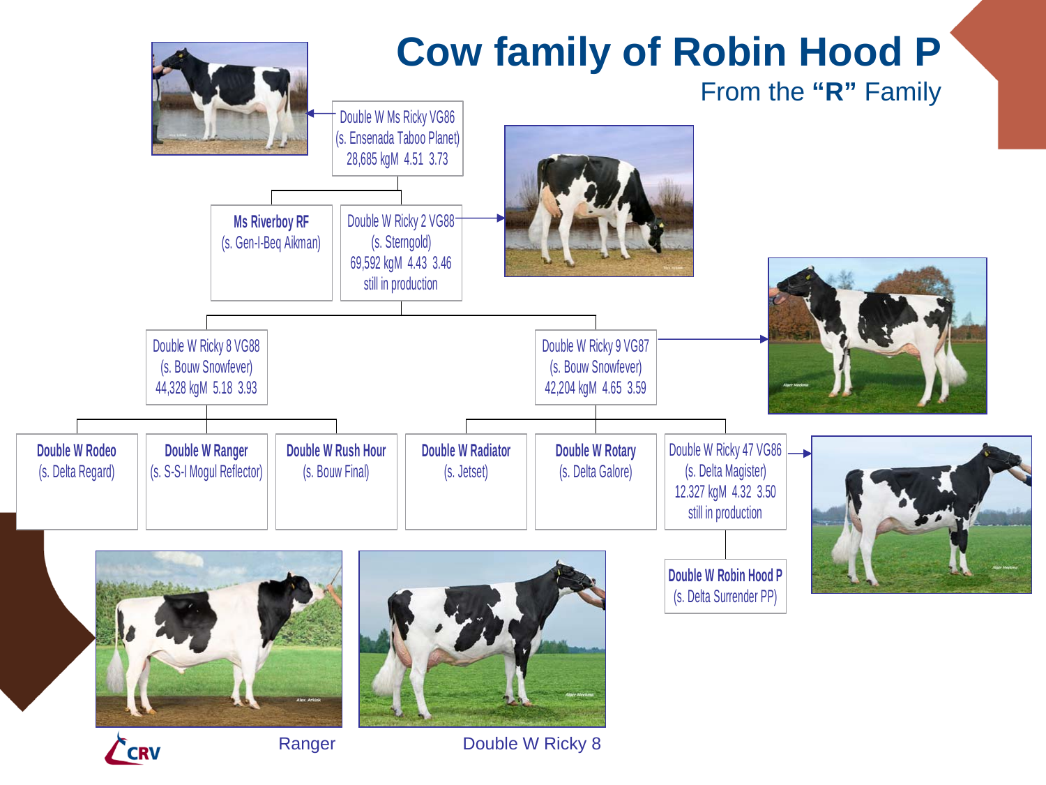# Cow family of Robin Hood P

From the **"R"** Family

Double W Ms Ricky VG86
(s. Ensenada Taboo Planet)
28,685 kgM 4.51 3.73

**Ms Riverboy RF**
(s. Gen-I-Beq Aikman)

Double W Ricky 2 VG88
(s. Sterngold)
69,592 kgM 4.43 3.46
still in production

Double W Ricky 8 VG88
(s. Bouw Snowfever)
44,328 kgM 5.18 3.93

Double W Ricky 9 VG87
(s. Bouw Snowfever)
42,204 kgM 4.65 3.59

**Double W Rodeo**
(s. Delta Regard)

**Double W Ranger**
(s. S-S-I Mogul Reflector)

**Double W Rush Hour**
(s. Bouw Final)

**Double W Radiator**
(s. Jetset)

**Double W Rotary**
(s. Delta Galore)

Double W Ricky 47 VG86
(s. Delta Magister)
12.327 kgM 4.32 3.50
still in production

**Double W Robin Hood P**
(s. Delta Surrender PP)

Ranger

Double W Ricky 8